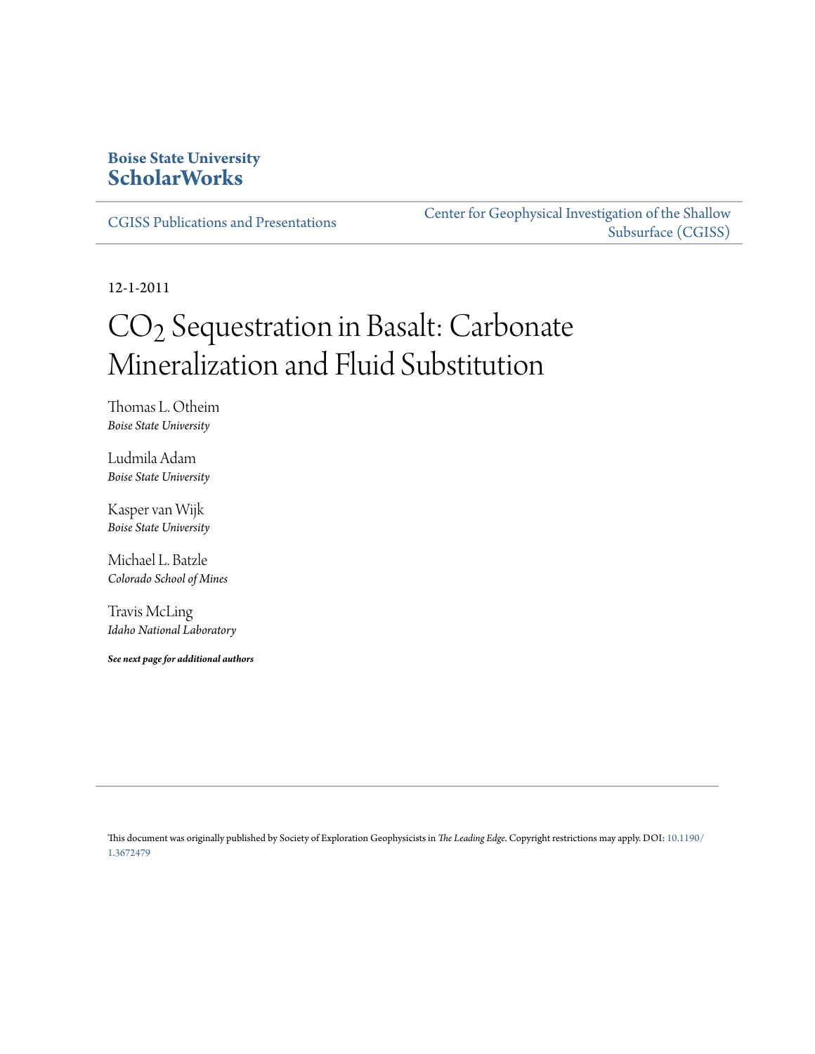**Boise State University**
**ScholarWorks**

CGISS Publications and Presentations

Center for Geophysical Investigation of the Shallow Subsurface (CGISS)

12-1-2011

# $CO_2$ Sequestration in Basalt: Carbonate Mineralization and Fluid Substitution

Thomas L. Otheim
*Boise State University*

Ludmila Adam
*Boise State University*

Kasper van Wijk
*Boise State University*

Michael L. Batzle
*Colorado School of Mines*

Travis McLing
*Idaho National Laboratory*

***See next page for additional authors***

This document was originally published by Society of Exploration Geophysicists in *The Leading Edge*. Copyright restrictions may apply. DOI: 10.1190/1.3672479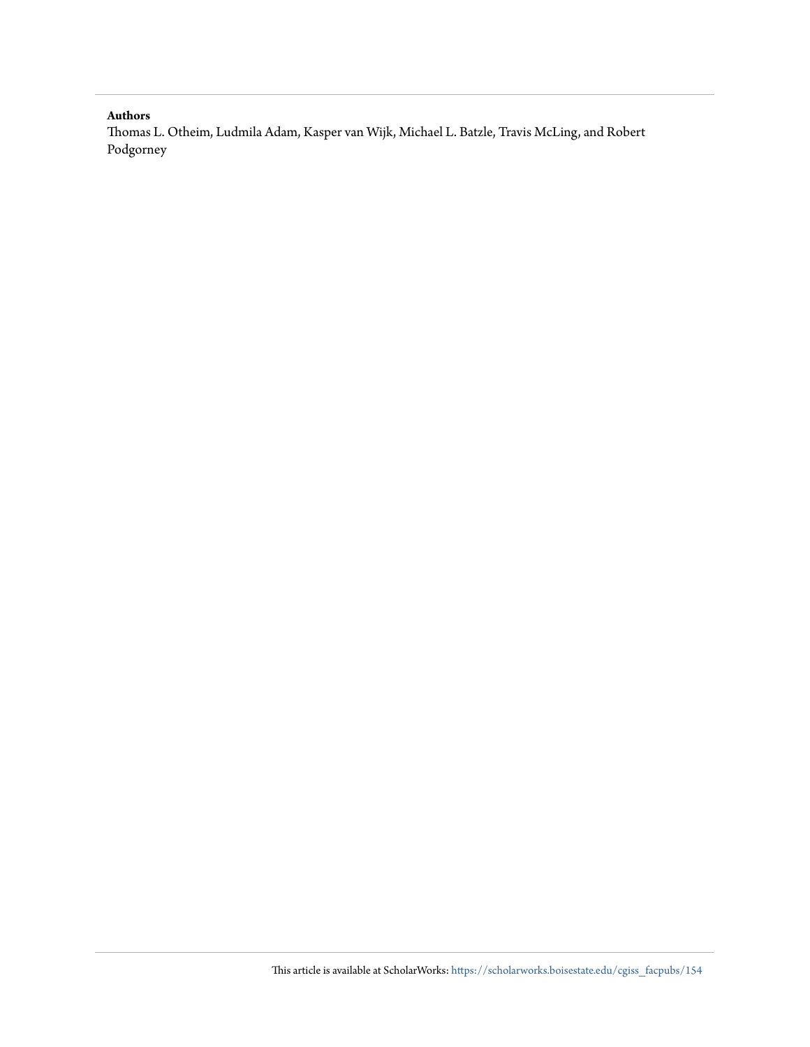**Authors**

Thomas L. Otheim, Ludmila Adam, Kasper van Wijk, Michael L. Batzle, Travis McLing, and Robert Podgorney

This article is available at ScholarWorks: https://scholarworks.boisestate.edu/cgiss_facpubs/154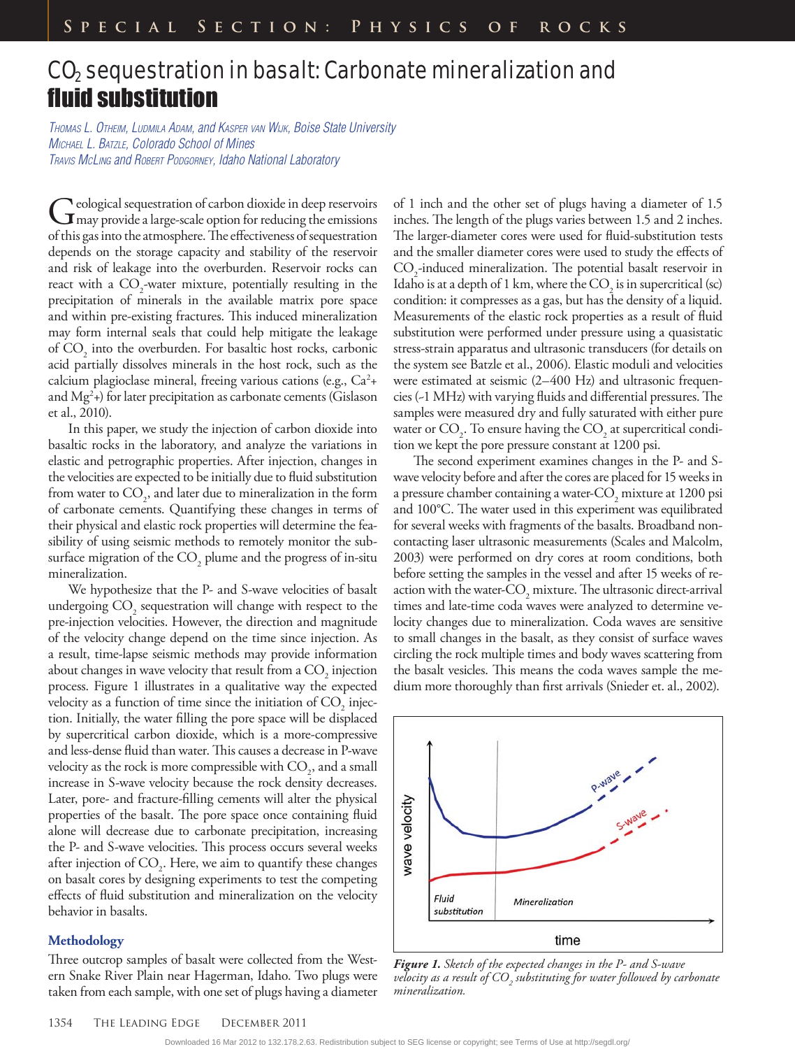# $CO_2$ sequestration in basalt: Carbonate mineralization and **fluid substitution**

*Thomas L. Otheim, Ludmila Adam, and Kasper van Wijk, Boise State University*
*Michael L. Batzle, Colorado School of Mines*
*Travis McLing and Robert Podgorney, Idaho National Laboratory*

Geological sequestration of carbon dioxide in deep reservoirs may provide a large-scale option for reducing the emissions of this gas into the atmosphere. The effectiveness of sequestration depends on the storage capacity and stability of the reservoir and risk of leakage into the overburden. Reservoir rocks can react with a $CO_2$-water mixture, potentially resulting in the precipitation of minerals in the available matrix pore space and within pre-existing fractures. This induced mineralization may form internal seals that could help mitigate the leakage of $CO_2$ into the overburden. For basaltic host rocks, carbonic acid partially dissolves minerals in the host rock, such as the calcium plagioclase mineral, freeing various cations (e.g., $Ca^{2+}$ and $Mg^{2+}$) for later precipitation as carbonate cements (Gislason et al., 2010).

In this paper, we study the injection of carbon dioxide into basaltic rocks in the laboratory, and analyze the variations in elastic and petrographic properties. After injection, changes in the velocities are expected to be initially due to fluid substitution from water to $CO_2$, and later due to mineralization in the form of carbonate cements. Quantifying these changes in terms of their physical and elastic rock properties will determine the feasibility of using seismic methods to remotely monitor the subsurface migration of the $CO_2$ plume and the progress of in-situ mineralization.

We hypothesize that the P- and S-wave velocities of basalt undergoing $CO_2$ sequestration will change with respect to the pre-injection velocities. However, the direction and magnitude of the velocity change depend on the time since injection. As a result, time-lapse seismic methods may provide information about changes in wave velocity that result from a $CO_2$ injection process. Figure 1 illustrates in a qualitative way the expected velocity as a function of time since the initiation of $CO_2$ injection. Initially, the water filling the pore space will be displaced by supercritical carbon dioxide, which is a more-compressive and less-dense fluid than water. This causes a decrease in P-wave velocity as the rock is more compressible with $CO_2$, and a small increase in S-wave velocity because the rock density decreases. Later, pore- and fracture-filling cements will alter the physical properties of the basalt. The pore space once containing fluid alone will decrease due to carbonate precipitation, increasing the P- and S-wave velocities. This process occurs several weeks after injection of $CO_2$. Here, we aim to quantify these changes on basalt cores by designing experiments to test the competing effects of fluid substitution and mineralization on the velocity behavior in basalts.

## Methodology

Three outcrop samples of basalt were collected from the Western Snake River Plain near Hagerman, Idaho. Two plugs were taken from each sample, with one set of plugs having a diameter of 1 inch and the other set of plugs having a diameter of 1.5 inches. The length of the plugs varies between 1.5 and 2 inches. The larger-diameter cores were used for fluid-substitution tests and the smaller diameter cores were used to study the effects of $CO_2$-induced mineralization. The potential basalt reservoir in Idaho is at a depth of 1 km, where the $CO_2$ is in supercritical (sc) condition: it compresses as a gas, but has the density of a liquid. Measurements of the elastic rock properties as a result of fluid substitution were performed under pressure using a quasistatic stress-strain apparatus and ultrasonic transducers (for details on the system see Batzle et al., 2006). Elastic moduli and velocities were estimated at seismic (2–400 Hz) and ultrasonic frequencies (~1 MHz) with varying fluids and differential pressures. The samples were measured dry and fully saturated with either pure water or $CO_2$. To ensure having the $CO_2$ at supercritical condition we kept the pore pressure constant at 1200 psi.

The second experiment examines changes in the P- and S-wave velocity before and after the cores are placed for 15 weeks in a pressure chamber containing a water-$CO_2$ mixture at 1200 psi and 100°C. The water used in this experiment was equilibrated for several weeks with fragments of the basalts. Broadband non-contacting laser ultrasonic measurements (Scales and Malcolm, 2003) were performed on dry cores at room conditions, both before setting the samples in the vessel and after 15 weeks of reaction with the water-$CO_2$ mixture. The ultrasonic direct-arrival times and late-time coda waves were analyzed to determine velocity changes due to mineralization. Coda waves are sensitive to small changes in the basalt, as they consist of surface waves circling the rock multiple times and body waves scattering from the basalt vesicles. This means the coda waves sample the medium more thoroughly than first arrivals (Snieder et. al., 2002).

***Figure 1.*** *Sketch of the expected changes in the P- and S-wave velocity as a result of $CO_2$ substituting for water followed by carbonate mineralization.*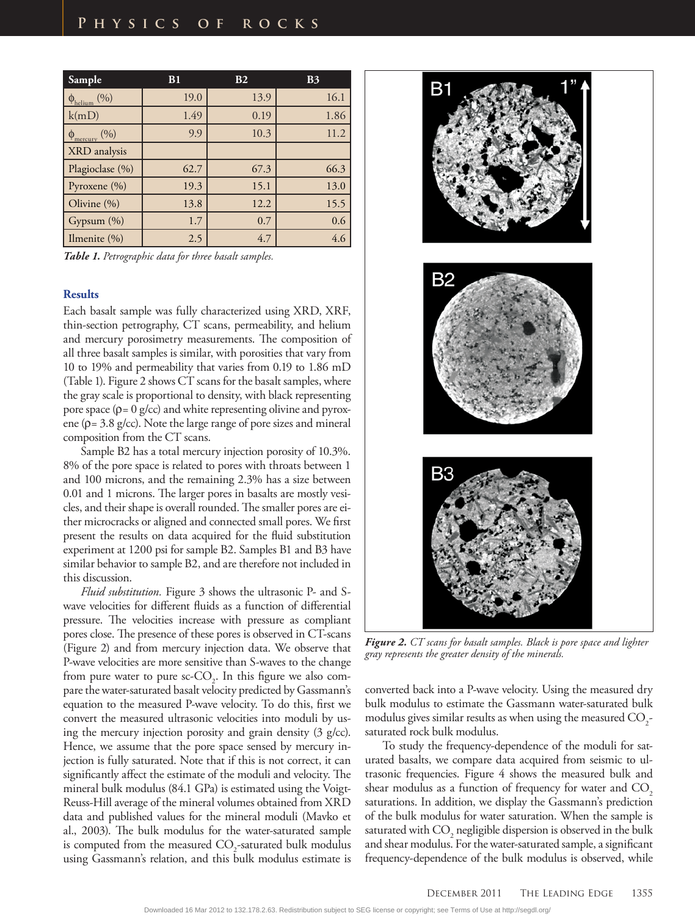| Sample | B1 | B2 | B3 |
|---|---|---|---|
| $\phi_{helium}$ (%) | 19.0 | 13.9 | 16.1 |
| k(mD) | 1.49 | 0.19 | 1.86 |
| $\phi_{mercury}$ (%) | 9.9 | 10.3 | 11.2 |
| XRD analysis | | | |
| Plagioclase (%) | 62.7 | 67.3 | 66.3 |
| Pyroxene (%) | 19.3 | 15.1 | 13.0 |
| Olivine (%) | 13.8 | 12.2 | 15.5 |
| Gypsum (%) | 1.7 | 0.7 | 0.6 |
| Ilmenite (%) | 2.5 | 4.7 | 4.6 |

***Table 1.*** *Petrographic data for three basalt samples.*

### Results

Each basalt sample was fully characterized using XRD, XRF, thin-section petrography, CT scans, permeability, and helium and mercury porosimetry measurements. The composition of all three basalt samples is similar, with porosities that vary from 10 to 19% and permeability that varies from 0.19 to 1.86 mD (Table 1). Figure 2 shows CT scans for the basalt samples, where the gray scale is proportional to density, with black representing pore space ($\rho$ = 0 g/cc) and white representing olivine and pyroxene ($\rho$ = 3.8 g/cc). Note the large range of pore sizes and mineral composition from the CT scans.

Sample B2 has a total mercury injection porosity of 10.3%. 8% of the pore space is related to pores with throats between 1 and 100 microns, and the remaining 2.3% has a size between 0.01 and 1 microns. The larger pores in basalts are mostly vesicles, and their shape is overall rounded. The smaller pores are either microcracks or aligned and connected small pores. We first present the results on data acquired for the fluid substitution experiment at 1200 psi for sample B2. Samples B1 and B3 have similar behavior to sample B2, and are therefore not included in this discussion.

*Fluid substitution.* Figure 3 shows the ultrasonic P- and S-wave velocities for different fluids as a function of differential pressure. The velocities increase with pressure as compliant pores close. The presence of these pores is observed in CT-scans (Figure 2) and from mercury injection data. We observe that P-wave velocities are more sensitive than S-waves to the change from pure water to pure sc-$CO_2$. In this figure we also compare the water-saturated basalt velocity predicted by Gassmann's equation to the measured P-wave velocity. To do this, first we convert the measured ultrasonic velocities into moduli by using the mercury injection porosity and grain density (3 g/cc). Hence, we assume that the pore space sensed by mercury injection is fully saturated. Note that if this is not correct, it can significantly affect the estimate of the moduli and velocity. The mineral bulk modulus (84.1 GPa) is estimated using the Voigt-Reuss-Hill average of the mineral volumes obtained from XRD data and published values for the mineral moduli (Mavko et al., 2003). The bulk modulus for the water-saturated sample is computed from the measured $CO_2$-saturated bulk modulus using Gassmann's relation, and this bulk modulus estimate is converted back into a P-wave velocity. Using the measured dry bulk modulus to estimate the Gassmann water-saturated bulk modulus gives similar results as when using the measured $CO_2$-saturated rock bulk modulus.

***Figure 2.*** *CT scans for basalt samples. Black is pore space and lighter gray represents the greater density of the minerals.*

To study the frequency-dependence of the moduli for saturated basalts, we compare data acquired from seismic to ultrasonic frequencies. Figure 4 shows the measured bulk and shear modulus as a function of frequency for water and $CO_2$ saturations. In addition, we display the Gassmann's prediction of the bulk modulus for water saturation. When the sample is saturated with $CO_2$ negligible dispersion is observed in the bulk and shear modulus. For the water-saturated sample, a significant frequency-dependence of the bulk modulus is observed, while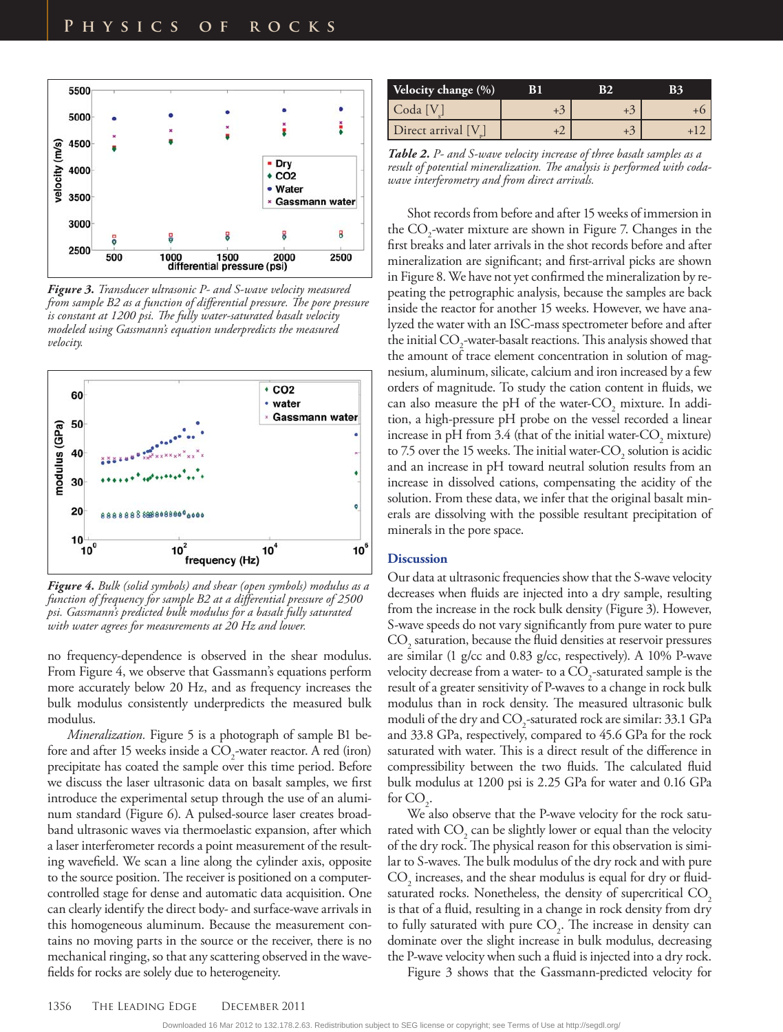Figure 3. Transducer ultrasonic P- and S-wave velocity measured from sample B2 as a function of differential pressure. The pore pressure is constant at 1200 psi. The fully water-saturated basalt velocity modeled using Gassmann's equation underpredicts the measured velocity.

*Figure 4. Bulk (solid symbols) and shear (open symbols) modulus as a function of frequency for sample B2 at a differential pressure of 2500 psi. Gassmann's predicted bulk modulus for a basalt fully saturated with water agrees for measurements at 20 Hz and lower.*

no frequency-dependence is observed in the shear modulus. From Figure 4, we observe that Gassmann's equations perform more accurately below 20 Hz, and as frequency increases the bulk modulus consistently underpredicts the measured bulk modulus.

*Mineralization.* Figure 5 is a photograph of sample B1 before and after 15 weeks inside a $CO_2$-water reactor. A red (iron) precipitate has coated the sample over this time period. Before we discuss the laser ultrasonic data on basalt samples, we first introduce the experimental setup through the use of an aluminum standard (Figure 6). A pulsed-source laser creates broadband ultrasonic waves via thermoelastic expansion, after which a laser interferometer records a point measurement of the resulting wavefield. We scan a line along the cylinder axis, opposite to the source position. The receiver is positioned on a computer-controlled stage for dense and automatic data acquisition. One can clearly identify the direct body- and surface-wave arrivals in this homogeneous aluminum. Because the measurement contains no moving parts in the source or the receiver, there is no mechanical ringing, so that any scattering observed in the wavefields for rocks are solely due to heterogeneity.

| Velocity change (%) | B1 | B2 | B3 |
|---|---|---|---|
| Coda [$V_s$] | +3 | +3 | +6 |
| Direct arrival [$V_p$] | +2 | +3 | +12 |

*Table 2. P- and S-wave velocity increase of three basalt samples as a result of potential mineralization. The analysis is performed with coda-wave interferometry and from direct arrivals.*

Shot records from before and after 15 weeks of immersion in the $CO_2$-water mixture are shown in Figure 7. Changes in the first breaks and later arrivals in the shot records before and after mineralization are significant; and first-arrival picks are shown in Figure 8. We have not yet confirmed the mineralization by repeating the petrographic analysis, because the samples are back inside the reactor for another 15 weeks. However, we have analyzed the water with an ISC-mass spectrometer before and after the initial $CO_2$-water-basalt reactions. This analysis showed that the amount of trace element concentration in solution of magnesium, aluminum, silicate, calcium and iron increased by a few orders of magnitude. To study the cation content in fluids, we can also measure the pH of the water-$CO_2$ mixture. In addition, a high-pressure pH probe on the vessel recorded a linear increase in pH from 3.4 (that of the initial water-$CO_2$ mixture) to 7.5 over the 15 weeks. The initial water-$CO_2$ solution is acidic and an increase in pH toward neutral solution results from an increase in dissolved cations, compensating the acidity of the solution. From these data, we infer that the original basalt minerals are dissolving with the possible resultant precipitation of minerals in the pore space.

## Discussion

Our data at ultrasonic frequencies show that the S-wave velocity decreases when fluids are injected into a dry sample, resulting from the increase in the rock bulk density (Figure 3). However, S-wave speeds do not vary significantly from pure water to pure $CO_2$ saturation, because the fluid densities at reservoir pressures are similar (1 g/cc and 0.83 g/cc, respectively). A 10% P-wave velocity decrease from a water- to a $CO_2$-saturated sample is the result of a greater sensitivity of P-waves to a change in rock bulk modulus than in rock density. The measured ultrasonic bulk moduli of the dry and $CO_2$-saturated rock are similar: 33.1 GPa and 33.8 GPa, respectively, compared to 45.6 GPa for the rock saturated with water. This is a direct result of the difference in compressibility between the two fluids. The calculated fluid bulk modulus at 1200 psi is 2.25 GPa for water and 0.16 GPa for $CO_2$.

We also observe that the P-wave velocity for the rock saturated with $CO_2$ can be slightly lower or equal than the velocity of the dry rock. The physical reason for this observation is similar to S-waves. The bulk modulus of the dry rock and with pure $CO_2$ increases, and the shear modulus is equal for dry or fluid-saturated rocks. Nonetheless, the density of supercritical $CO_2$ is that of a fluid, resulting in a change in rock density from dry to fully saturated with pure $CO_2$. The increase in density can dominate over the slight increase in bulk modulus, decreasing the P-wave velocity when such a fluid is injected into a dry rock.

Figure 3 shows that the Gassmann-predicted velocity for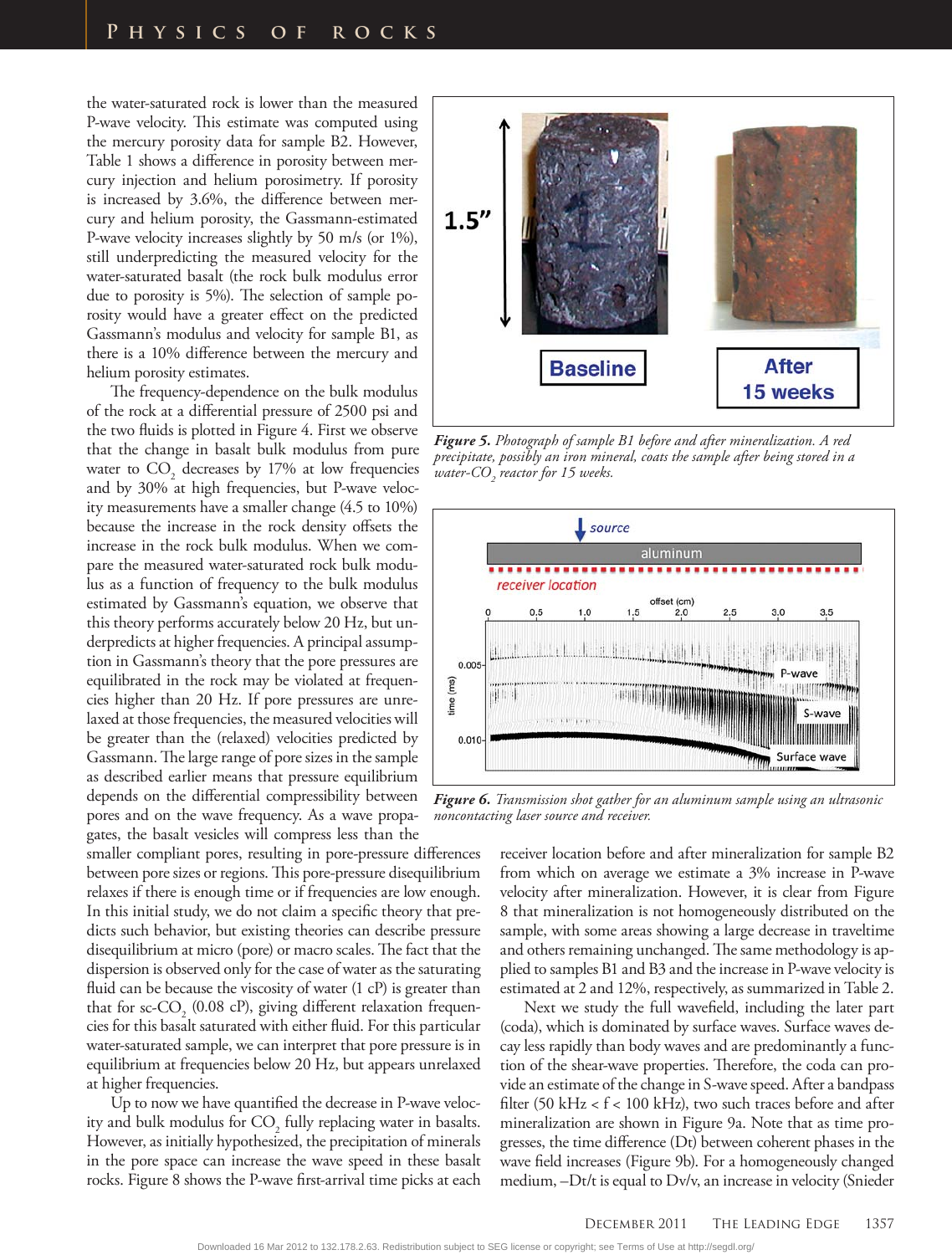the water-saturated rock is lower than the measured P-wave velocity. This estimate was computed using the mercury porosity data for sample B2. However, Table 1 shows a difference in porosity between mercury injection and helium porosimetry. If porosity is increased by 3.6%, the difference between mercury and helium porosity, the Gassmann-estimated P-wave velocity increases slightly by 50 m/s (or 1%), still underpredicting the measured velocity for the water-saturated basalt (the rock bulk modulus error due to porosity is 5%). The selection of sample porosity would have a greater effect on the predicted Gassmann's modulus and velocity for sample B1, as there is a 10% difference between the mercury and helium porosity estimates.

The frequency-dependence on the bulk modulus of the rock at a differential pressure of 2500 psi and the two fluids is plotted in Figure 4. First we observe that the change in basalt bulk modulus from pure water to $CO_2$ decreases by 17% at low frequencies and by 30% at high frequencies, but P-wave velocity measurements have a smaller change (4.5 to 10%) because the increase in the rock density offsets the increase in the rock bulk modulus. When we compare the measured water-saturated rock bulk modulus as a function of frequency to the bulk modulus estimated by Gassmann's equation, we observe that this theory performs accurately below 20 Hz, but underpredicts at higher frequencies. A principal assumption in Gassmann's theory that the pore pressures are equilibrated in the rock may be violated at frequencies higher than 20 Hz. If pore pressures are unrelaxed at those frequencies, the measured velocities will be greater than the (relaxed) velocities predicted by Gassmann. The large range of pore sizes in the sample as described earlier means that pressure equilibrium depends on the differential compressibility between pores and on the wave frequency. As a wave propagates, the basalt vesicles will compress less than the smaller compliant pores, resulting in pore-pressure differences between pore sizes or regions. This pore-pressure disequilibrium relaxes if there is enough time or if frequencies are low enough. In this initial study, we do not claim a specific theory that predicts such behavior, but existing theories can describe pressure disequilibrium at micro (pore) or macro scales. The fact that the dispersion is observed only for the case of water as the saturating fluid can be because the viscosity of water (1 cP) is greater than that for sc-$CO_2$ (0.08 cP), giving different relaxation frequencies for this basalt saturated with either fluid. For this particular water-saturated sample, we can interpret that pore pressure is in equilibrium at frequencies below 20 Hz, but appears unrelaxed at higher frequencies.

Up to now we have quantified the decrease in P-wave velocity and bulk modulus for $CO_2$ fully replacing water in basalts. However, as initially hypothesized, the precipitation of minerals in the pore space can increase the wave speed in these basalt rocks. Figure 8 shows the P-wave first-arrival time picks at each receiver location before and after mineralization for sample B2 from which on average we estimate a 3% increase in P-wave velocity after mineralization. However, it is clear from Figure 8 that mineralization is not homogeneously distributed on the sample, with some areas showing a large decrease in traveltime and others remaining unchanged. The same methodology is applied to samples B1 and B3 and the increase in P-wave velocity is estimated at 2 and 12%, respectively, as summarized in Table 2.

Next we study the full wavefield, including the later part (coda), which is dominated by surface waves. Surface waves decay less rapidly than body waves and are predominantly a function of the shear-wave properties. Therefore, the coda can provide an estimate of the change in S-wave speed. After a bandpass filter (50 kHz < f < 100 kHz), two such traces before and after mineralization are shown in Figure 9a. Note that as time progresses, the time difference (Dt) between coherent phases in the wave field increases (Figure 9b). For a homogeneously changed medium, –Dt/t is equal to Dv/v, an increase in velocity (Snieder

*Figure 5. Photograph of sample B1 before and after mineralization. A red precipitate, possibly an iron mineral, coats the sample after being stored in a water-$CO_2$ reactor for 15 weeks.*

*Figure 6. Transmission shot gather for an aluminum sample using an ultrasonic noncontacting laser source and receiver.*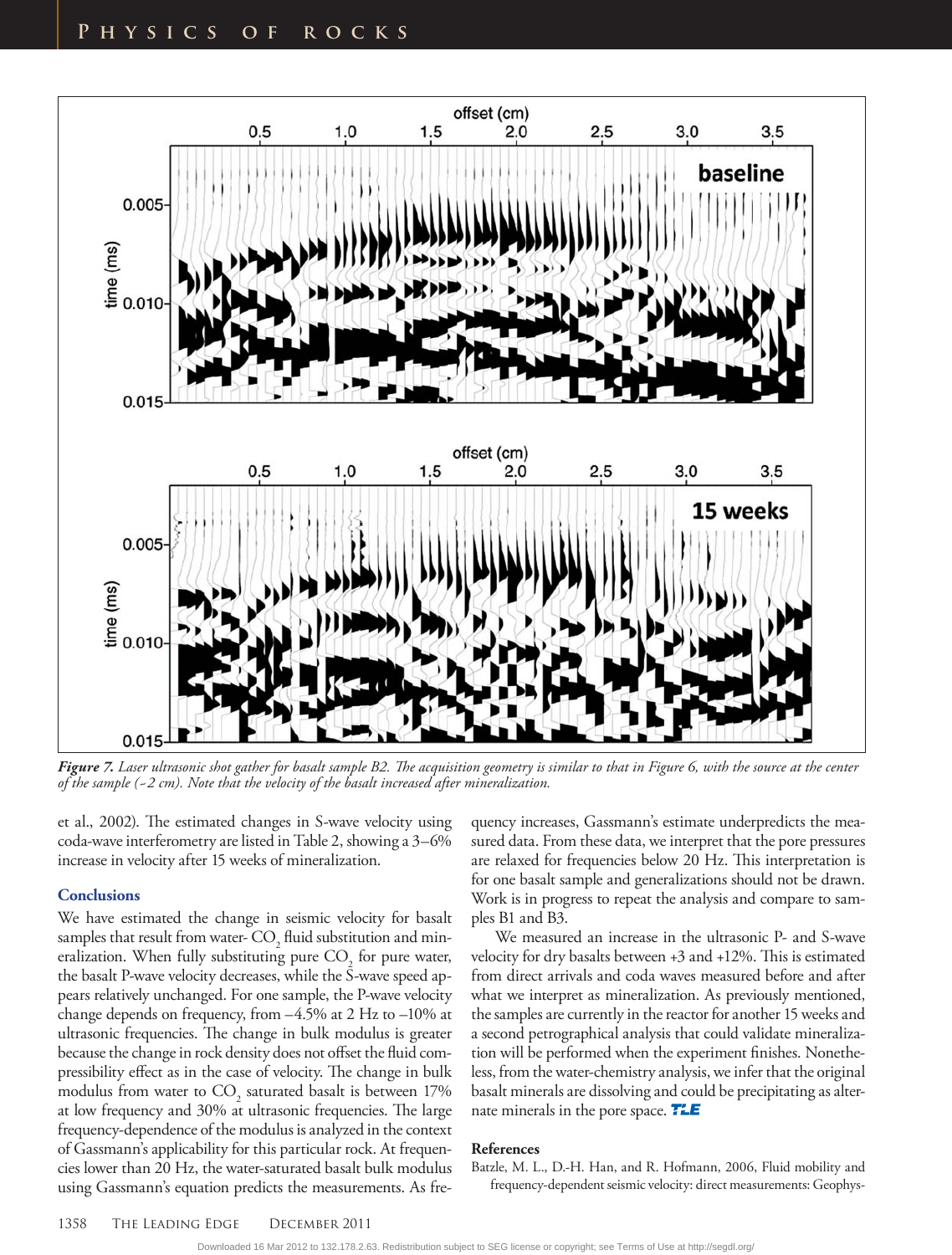*Figure 7. Laser ultrasonic shot gather for basalt sample B2. The acquisition geometry is similar to that in Figure 6, with the source at the center of the sample (~2 cm). Note that the velocity of the basalt increased after mineralization.*

et al., 2002). The estimated changes in S-wave velocity using coda-wave interferometry are listed in Table 2, showing a 3–6% increase in velocity after 15 weeks of mineralization.

## Conclusions

We have estimated the change in seismic velocity for basalt samples that result from water-$CO_2$ fluid substitution and mineralization. When fully substituting pure $CO_2$ for pure water, the basalt P-wave velocity decreases, while the S-wave speed appears relatively unchanged. For one sample, the P-wave velocity change depends on frequency, from –4.5% at 2 Hz to –10% at ultrasonic frequencies. The change in bulk modulus is greater because the change in rock density does not offset the fluid compressibility effect as in the case of velocity. The change in bulk modulus from water to $CO_2$ saturated basalt is between 17% at low frequency and 30% at ultrasonic frequencies. The large frequency-dependence of the modulus is analyzed in the context of Gassmann's applicability for this particular rock. At frequencies lower than 20 Hz, the water-saturated basalt bulk modulus using Gassmann's equation predicts the measurements. As frequency increases, Gassmann's estimate underpredicts the measured data. From these data, we interpret that the pore pressures are relaxed for frequencies below 20 Hz. This interpretation is for one basalt sample and generalizations should not be drawn. Work is in progress to repeat the analysis and compare to samples B1 and B3.

We measured an increase in the ultrasonic P- and S-wave velocity for dry basalts between +3 and +12%. This is estimated from direct arrivals and coda waves measured before and after what we interpret as mineralization. As previously mentioned, the samples are currently in the reactor for another 15 weeks and a second petrographical analysis that could validate mineralization will be performed when the experiment finishes. Nonetheless, from the water-chemistry analysis, we infer that the original basalt minerals are dissolving and could be precipitating as alternate minerals in the pore space.

## References

Batzle, M. L., D.-H. Han, and R. Hofmann, 2006, Fluid mobility and frequency-dependent seismic velocity: direct measurements: Geophys-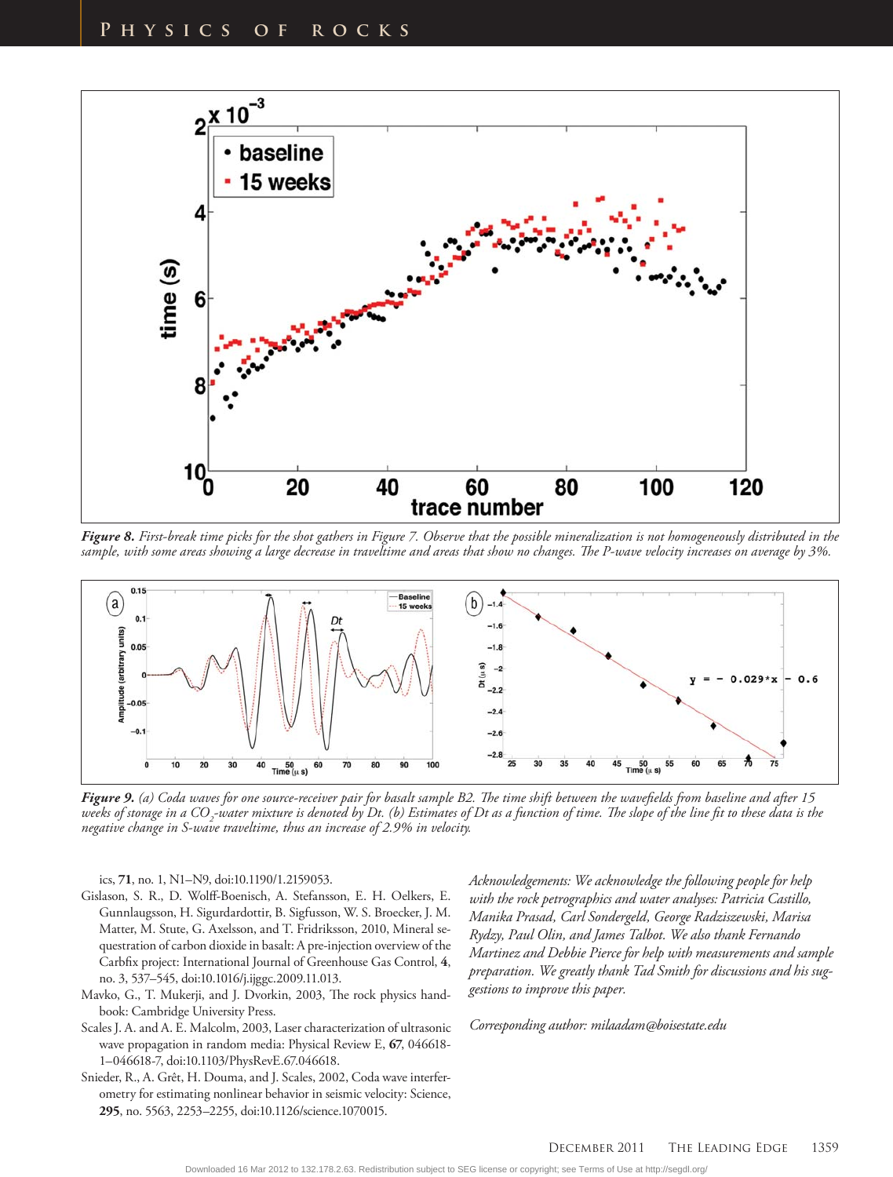2 x 10^-3

• baseline

▪ 15 weeks

time (s)

4

6

8

10

0

20

40

60

80

100

120

trace number

*Figure 8. First-break time picks for the shot gathers in Figure 7. Observe that the possible mineralization is not homogeneously distributed in the sample, with some areas showing a large decrease in traveltime and areas that show no changes. The P-wave velocity increases on average by 3%.*

(a)

Baseline

15 weeks

Dt

Amplitude (arbitrary units)

0.15

0.1

0.05

0

−0.05

−0.1

0 10 20 30 40 50 60 70 80 90 100

Time (μ s)

(b)

Dt (μ s)

−1.4

−1.6

−1.8

−2

−2.2

−2.4

−2.6

−2.8

y = − 0.029*x − 0.6

25 30 35 40 45 50 55 60 65 70 75

Time (μ s)

*Figure 9. (a) Coda waves for one source-receiver pair for basalt sample B2. The time shift between the wavefields from baseline and after 15 weeks of storage in a $CO_2$-water mixture is denoted by Dt. (b) Estimates of Dt as a function of time. The slope of the line fit to these data is the negative change in S-wave traveltime, thus an increase of 2.9% in velocity.*

ics, **71**, no. 1, N1–N9, doi:10.1190/1.2159053.

Gislason, S. R., D. Wolff-Boenisch, A. Stefansson, E. H. Oelkers, E. Gunnlaugsson, H. Sigurdardottir, B. Sigfusson, W. S. Broecker, J. M. Matter, M. Stute, G. Axelsson, and T. Fridriksson, 2010, Mineral sequestration of carbon dioxide in basalt: A pre-injection overview of the Carbfix project: International Journal of Greenhouse Gas Control, **4**, no. 3, 537–545, doi:10.1016/j.ijggc.2009.11.013.

Mavko, G., T. Mukerji, and J. Dvorkin, 2003, The rock physics handbook: Cambridge University Press.

Scales J. A. and A. E. Malcolm, 2003, Laser characterization of ultrasonic wave propagation in random media: Physical Review E, **67**, 046618-1–046618-7, doi:10.1103/PhysRevE.67.046618.

Snieder, R., A. Grêt, H. Douma, and J. Scales, 2002, Coda wave interferometry for estimating nonlinear behavior in seismic velocity: Science, **295**, no. 5563, 2253–2255, doi:10.1126/science.1070015.

*Acknowledgements: We acknowledge the following people for help with the rock petrographics and water analyses: Patricia Castillo, Manika Prasad, Carl Sondergeld, George Radziszewski, Marisa Rydzy, Paul Olin, and James Talbot. We also thank Fernando Martinez and Debbie Pierce for help with measurements and sample preparation. We greatly thank Tad Smith for discussions and his suggestions to improve this paper.*

*Corresponding author: milaadam@boisestate.edu*